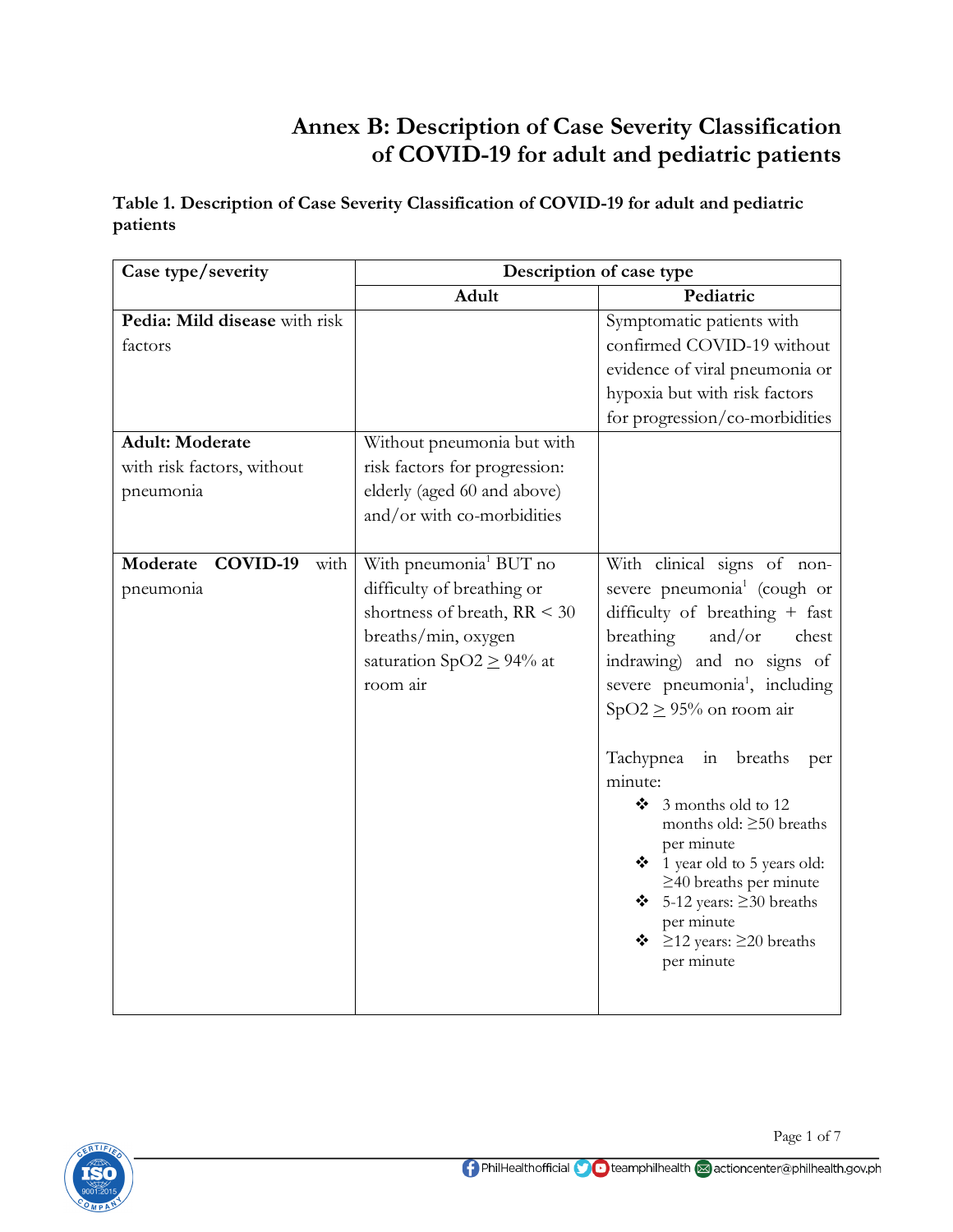# Annex B: Description of Case Severity Classification of COVID-19 for adult and pediatric patients

**Table 1. Description of Case Severity Classification of COVID-19 for adult and pediatric patients**

| Case type/severity | Description of case type | |
|---|---|---|
| | Adult | Pediatric |
| **Pedia: Mild disease** with risk factors | | Symptomatic patients with confirmed COVID-19 without evidence of viral pneumonia or hypoxia but with risk factors for progression/co-morbidities |
| **Adult: Moderate** with risk factors, without pneumonia | Without pneumonia but with risk factors for progression: elderly (aged 60 and above) and/or with co-morbidities | |
| **Moderate COVID-19** with pneumonia | With pneumonia[1] BUT no difficulty of breathing or shortness of breath, RR $< 30$ breaths/min, oxygen saturation SpO2 $\geq 94\%$ at room air | With clinical signs of non-severe pneumonia[1] (cough or difficulty of breathing + fast breathing and/or chest indrawing) and no signs of severe pneumonia[1], including SpO2 $\geq 95\%$ on room air<br><br>Tachypnea in breaths per minute:<br>❖ 3 months old to 12 months old: $\geq 50$ breaths per minute<br>❖ 1 year old to 5 years old: $\geq 40$ breaths per minute<br>❖ 5-12 years: $\geq 30$ breaths per minute<br>❖ $\geq 12$ years: $\geq 20$ breaths per minute |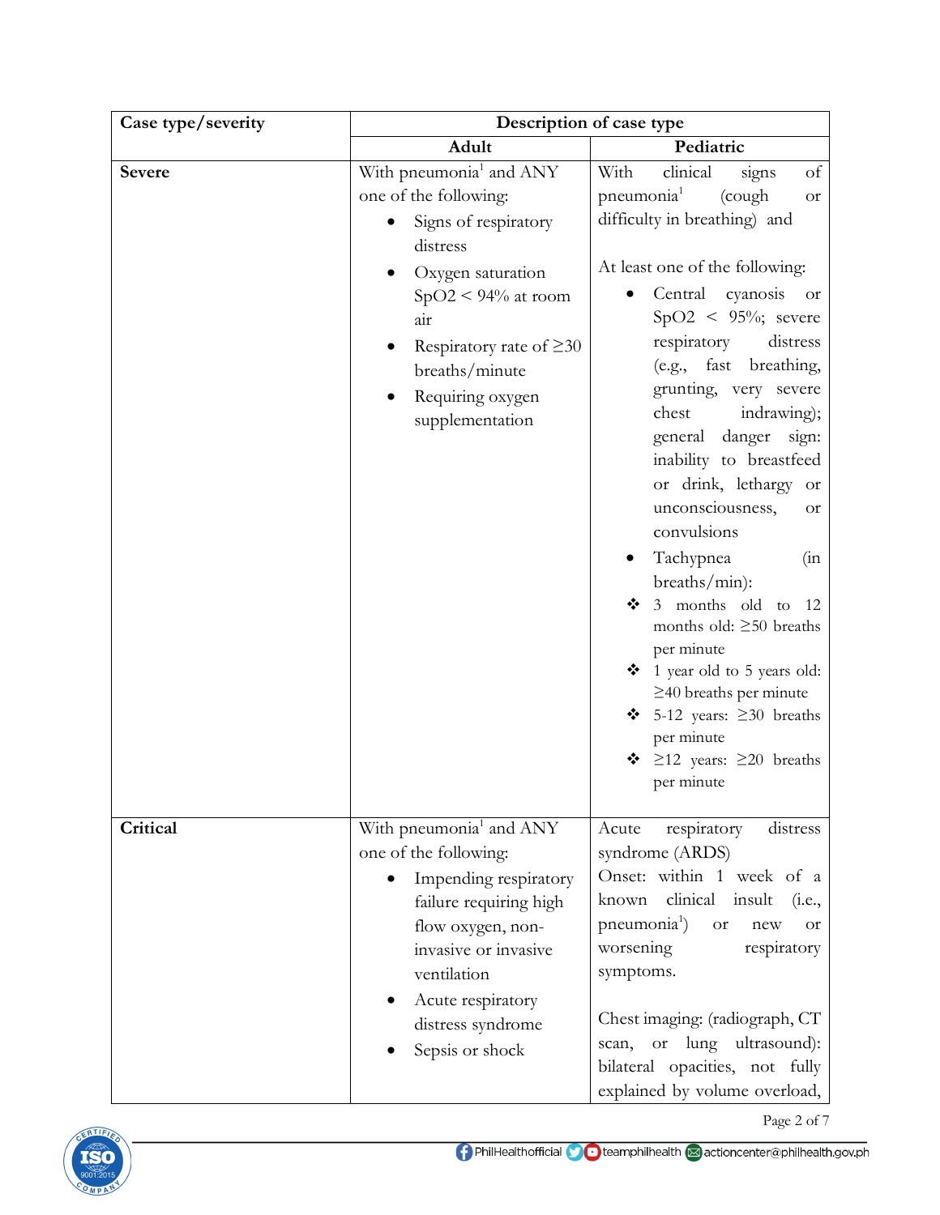| Case type/severity | Description of case type | |
|---|---|---|
| | **Adult** | **Pediatric** |
| **Severe** | With pneumonia[1] and ANY one of the following:<br>• Signs of respiratory distress<br>• Oxygen saturation SpO2 < 94% at room air<br>• Respiratory rate of ≥30 breaths/minute<br>• Requiring oxygen supplementation | With clinical signs of pneumonia[1] (cough or difficulty in breathing) and<br><br>At least one of the following:<br>• Central cyanosis or SpO2 < 95%; severe respiratory distress (e.g., fast breathing, grunting, very severe chest indrawing); general danger sign: inability to breastfeed or drink, lethargy or unconsciousness, or convulsions<br>• Tachypnea (in breaths/min):<br>❖ 3 months old to 12 months old: ≥50 breaths per minute<br>❖ 1 year old to 5 years old: ≥40 breaths per minute<br>❖ 5-12 years: ≥30 breaths per minute<br>❖ ≥12 years: ≥20 breaths per minute |
| **Critical** | With pneumonia[1] and ANY one of the following:<br>• Impending respiratory failure requiring high flow oxygen, non-invasive or invasive ventilation<br>• Acute respiratory distress syndrome<br>• Sepsis or shock | Acute respiratory distress syndrome (ARDS)<br>Onset: within 1 week of a known clinical insult (i.e., pneumonia[1]) or new or worsening respiratory symptoms.<br><br>Chest imaging: (radiograph, CT scan, or lung ultrasound): bilateral opacities, not fully explained by volume overload, |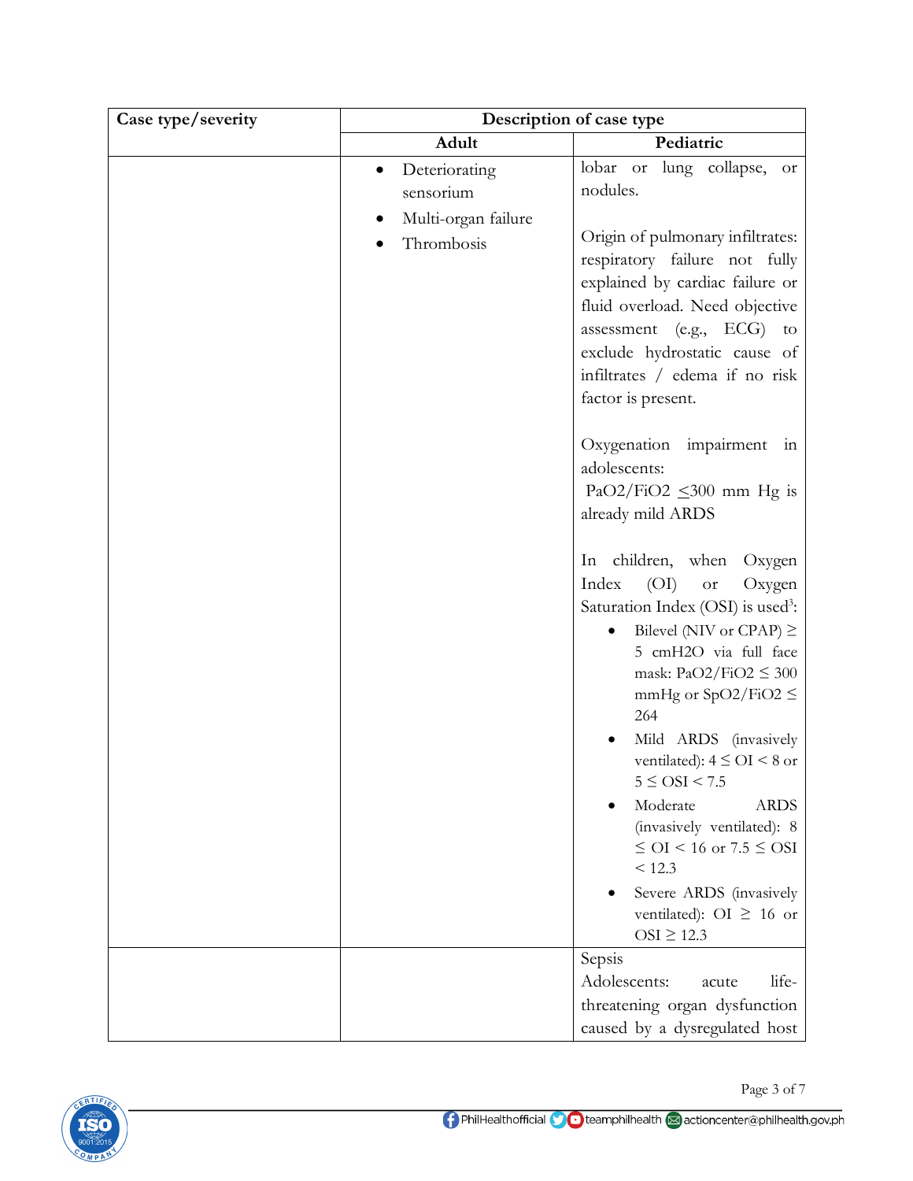| Case type/severity | Description of case type | |
|---|---|---|
| | Adult | Pediatric |
| | • Deteriorating sensorium<br>• Multi-organ failure<br>• Thrombosis | lobar or lung collapse, or nodules.<br><br>Origin of pulmonary infiltrates: respiratory failure not fully explained by cardiac failure or fluid overload. Need objective assessment (e.g., ECG) to exclude hydrostatic cause of infiltrates / edema if no risk factor is present.<br><br>Oxygenation impairment in adolescents:<br>$PaO_2/FiO_2 \leq 300$ mm Hg is already mild ARDS<br><br>In children, when Oxygen Index (OI) or Oxygen Saturation Index (OSI) is used[3]:<br>• Bilevel (NIV or CPAP) $\geq$ 5 cmH2O via full face mask: $PaO_2/FiO_2 \leq 300$ mmHg or $SpO_2/FiO_2 \leq 264$<br>• Mild ARDS (invasively ventilated): $4 \leq OI < 8$ or $5 \leq OSI < 7.5$<br>• Moderate ARDS (invasively ventilated): $8 \leq OI < 16$ or $7.5 \leq OSI < 12.3$<br>• Severe ARDS (invasively ventilated): $OI \geq 16$ or $OSI \geq 12.3$ |
| | | Sepsis<br>Adolescents: acute life-threatening organ dysfunction caused by a dysregulated host |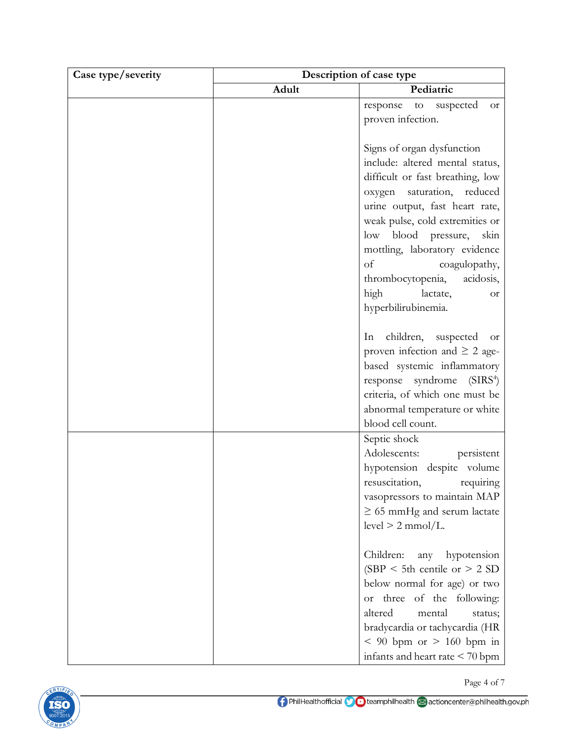| Case type/severity | Description of case type | |
|---|---|---|
| | Adult | Pediatric |
| | | response to suspected or proven infection.<br><br>Signs of organ dysfunction include: altered mental status, difficult or fast breathing, low oxygen saturation, reduced urine output, fast heart rate, weak pulse, cold extremities or low blood pressure, skin mottling, laboratory evidence of coagulopathy, thrombocytopenia, acidosis, high lactate, or hyperbilirubinemia.<br><br>In children, suspected or proven infection and ≥ 2 age-based systemic inflammatory response syndrome (SIRS[4]) criteria, of which one must be abnormal temperature or white blood cell count. |
| | | Septic shock<br>Adolescents: persistent hypotension despite volume resuscitation, requiring vasopressors to maintain MAP ≥ 65 mmHg and serum lactate level > 2 mmol/L.<br><br>Children: any hypotension (SBP < 5th centile or > 2 SD below normal for age) or two or three of the following: altered mental status; bradycardia or tachycardia (HR < 90 bpm or > 160 bpm in infants and heart rate < 70 bpm |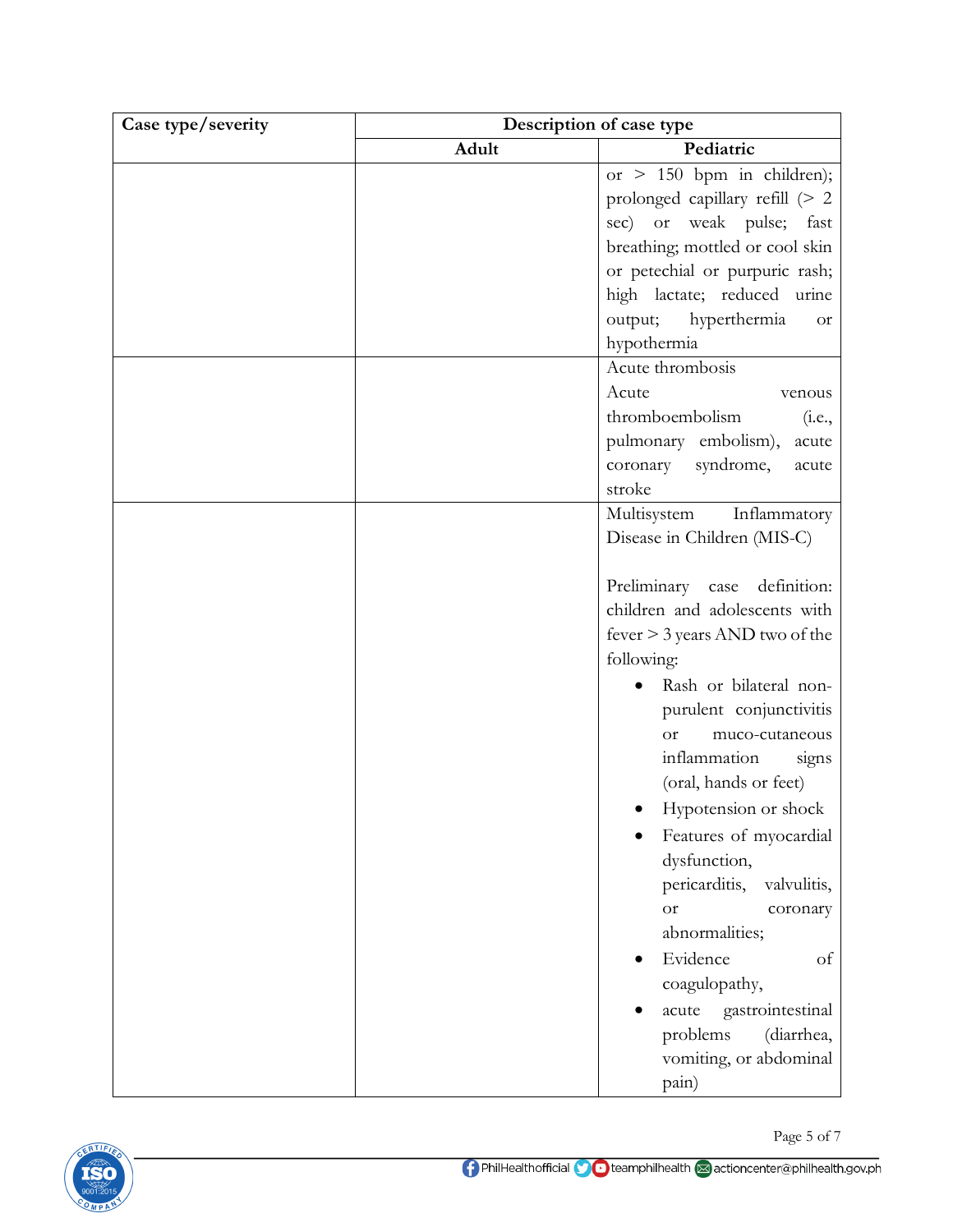| Case type/severity | Description of case type | |
|---|---|---|
| | Adult | Pediatric |
| | | or > 150 bpm in children); prolonged capillary refill (> 2 sec) or weak pulse; fast breathing; mottled or cool skin or petechial or purpuric rash; high lactate; reduced urine output; hyperthermia or hypothermia |
| | | Acute thrombosis<br>Acute venous thromboembolism (i.e., pulmonary embolism), acute coronary syndrome, acute stroke |
| | | Multisystem Inflammatory Disease in Children (MIS-C)<br><br>Preliminary case definition: children and adolescents with fever > 3 years AND two of the following:<br>• Rash or bilateral non-purulent conjunctivitis or muco-cutaneous inflammation signs (oral, hands or feet)<br>• Hypotension or shock<br>• Features of myocardial dysfunction, pericarditis, valvulitis, or coronary abnormalities;<br>• Evidence of coagulopathy,<br>• acute gastrointestinal problems (diarrhea, vomiting, or abdominal pain) |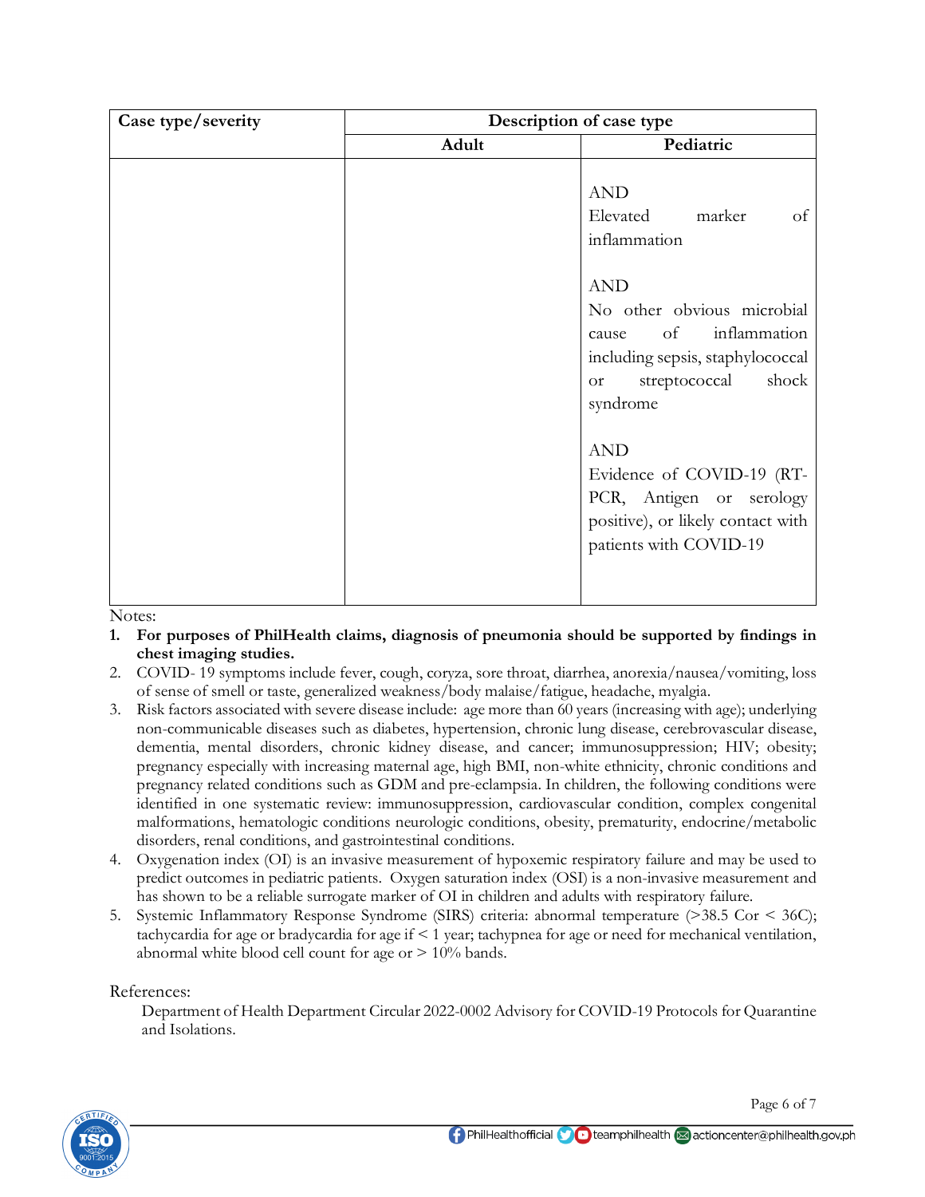| Case type/severity | Description of case type | |
|---|---|---|
| | Adult | Pediatric |
| | | AND<br>Elevated marker of inflammation<br><br>AND<br>No other obvious microbial cause of inflammation including sepsis, staphylococcal or streptococcal shock syndrome<br><br>AND<br>Evidence of COVID-19 (RT-PCR, Antigen or serology positive), or likely contact with patients with COVID-19 |

Notes:

1. **For purposes of PhilHealth claims, diagnosis of pneumonia should be supported by findings in chest imaging studies.**
2. COVID- 19 symptoms include fever, cough, coryza, sore throat, diarrhea, anorexia/nausea/vomiting, loss of sense of smell or taste, generalized weakness/body malaise/fatigue, headache, myalgia.
3. Risk factors associated with severe disease include: age more than 60 years (increasing with age); underlying non-communicable diseases such as diabetes, hypertension, chronic lung disease, cerebrovascular disease, dementia, mental disorders, chronic kidney disease, and cancer; immunosuppression; HIV; obesity; pregnancy especially with increasing maternal age, high BMI, non-white ethnicity, chronic conditions and pregnancy related conditions such as GDM and pre-eclampsia. In children, the following conditions were identified in one systematic review: immunosuppression, cardiovascular condition, complex congenital malformations, hematologic conditions neurologic conditions, obesity, prematurity, endocrine/metabolic disorders, renal conditions, and gastrointestinal conditions.
4. Oxygenation index (OI) is an invasive measurement of hypoxemic respiratory failure and may be used to predict outcomes in pediatric patients. Oxygen saturation index (OSI) is a non-invasive measurement and has shown to be a reliable surrogate marker of OI in children and adults with respiratory failure.
5. Systemic Inflammatory Response Syndrome (SIRS) criteria: abnormal temperature (>38.5 Cor < 36C); tachycardia for age or bradycardia for age if < 1 year; tachypnea for age or need for mechanical ventilation, abnormal white blood cell count for age or > 10% bands.

References:

Department of Health Department Circular 2022-0002 Advisory for COVID-19 Protocols for Quarantine and Isolations.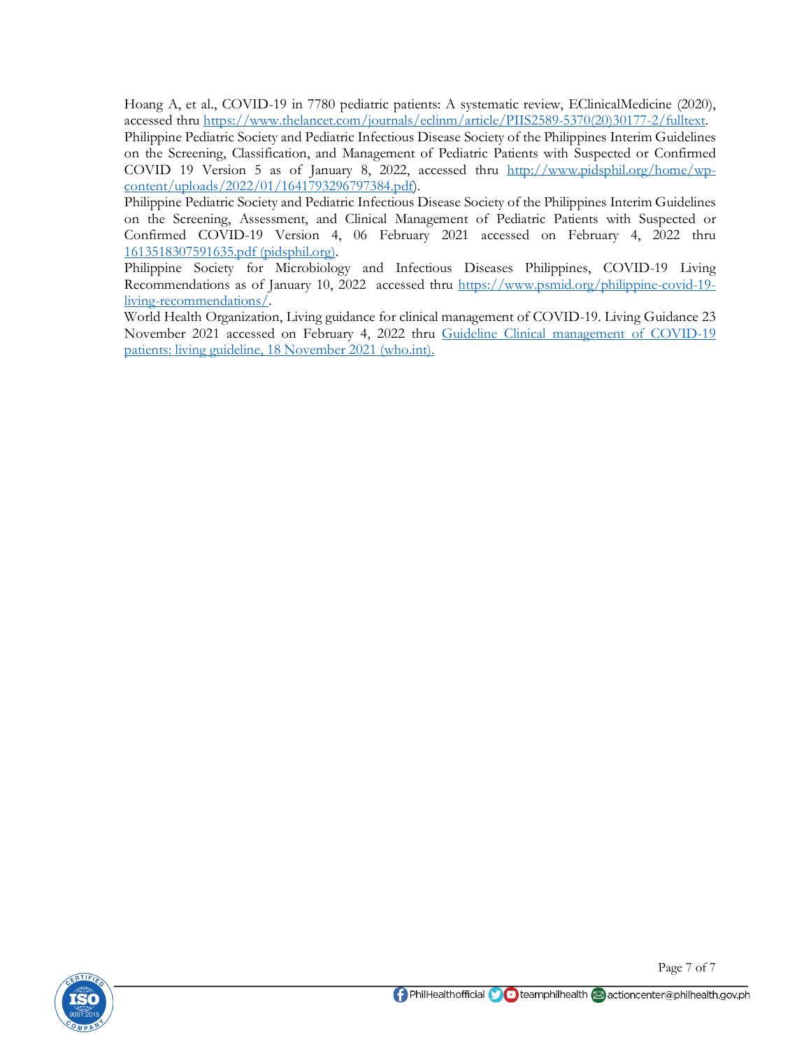Hoang A, et al., COVID-19 in 7780 pediatric patients: A systematic review, EClinicalMedicine (2020), accessed thru [https://www.thelancet.com/journals/eclinm/article/PIIS2589-5370(20)30177-2/fulltext](https://www.thelancet.com/journals/eclinm/article/PIIS2589-5370(20)30177-2/fulltext).

Philippine Pediatric Society and Pediatric Infectious Disease Society of the Philippines Interim Guidelines on the Screening, Classification, and Management of Pediatric Patients with Suspected or Confirmed COVID 19 Version 5 as of January 8, 2022, accessed thru [http://www.pidsphil.org/home/wp-content/uploads/2022/01/1641793296797384.pdf](http://www.pidsphil.org/home/wp-content/uploads/2022/01/1641793296797384.pdf)).

Philippine Pediatric Society and Pediatric Infectious Disease Society of the Philippines Interim Guidelines on the Screening, Assessment, and Clinical Management of Pediatric Patients with Suspected or Confirmed COVID-19 Version 4, 06 February 2021 accessed on February 4, 2022 thru 1613518307591635.pdf (pidsphil.org).

Philippine Society for Microbiology and Infectious Diseases Philippines, COVID-19 Living Recommendations as of January 10, 2022 accessed thru [https://www.psmid.org/philippine-covid-19-living-recommendations/](https://www.psmid.org/philippine-covid-19-living-recommendations/).

World Health Organization, Living guidance for clinical management of COVID-19. Living Guidance 23 November 2021 accessed on February 4, 2022 thru Guideline Clinical management of COVID-19 patients: living guideline, 18 November 2021 (who.int).